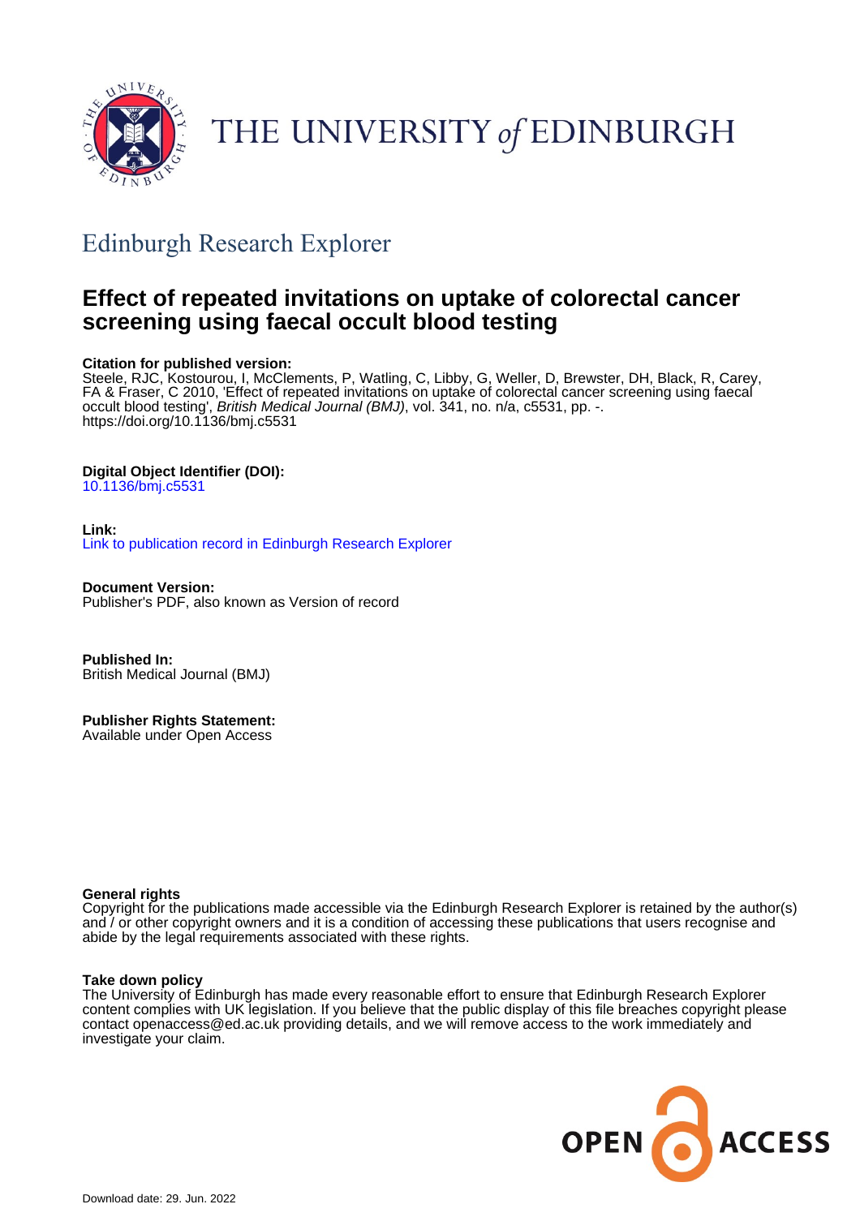# THE UNIVERSITY of EDINBURGH

## Edinburgh Research Explorer

# Effect of repeated invitations on uptake of colorectal cancer screening using faecal occult blood testing

**Citation for published version:**
Steele, RJC, Kostourou, I, McClements, P, Watling, C, Libby, G, Weller, D, Brewster, DH, Black, R, Carey, FA & Fraser, C 2010, 'Effect of repeated invitations on uptake of colorectal cancer screening using faecal occult blood testing', *British Medical Journal (BMJ)*, vol. 341, no. n/a, c5531, pp. -. https://doi.org/10.1136/bmj.c5531

**Digital Object Identifier (DOI):**
10.1136/bmj.c5531

**Link:**
Link to publication record in Edinburgh Research Explorer

**Document Version:**
Publisher's PDF, also known as Version of record

**Published In:**
British Medical Journal (BMJ)

**Publisher Rights Statement:**
Available under Open Access

**General rights**
Copyright for the publications made accessible via the Edinburgh Research Explorer is retained by the author(s) and / or other copyright owners and it is a condition of accessing these publications that users recognise and abide by the legal requirements associated with these rights.

**Take down policy**
The University of Edinburgh has made every reasonable effort to ensure that Edinburgh Research Explorer content complies with UK legislation. If you believe that the public display of this file breaches copyright please contact openaccess@ed.ac.uk providing details, and we will remove access to the work immediately and investigate your claim.

OPEN ACCESS

Download date: 29. Jun. 2022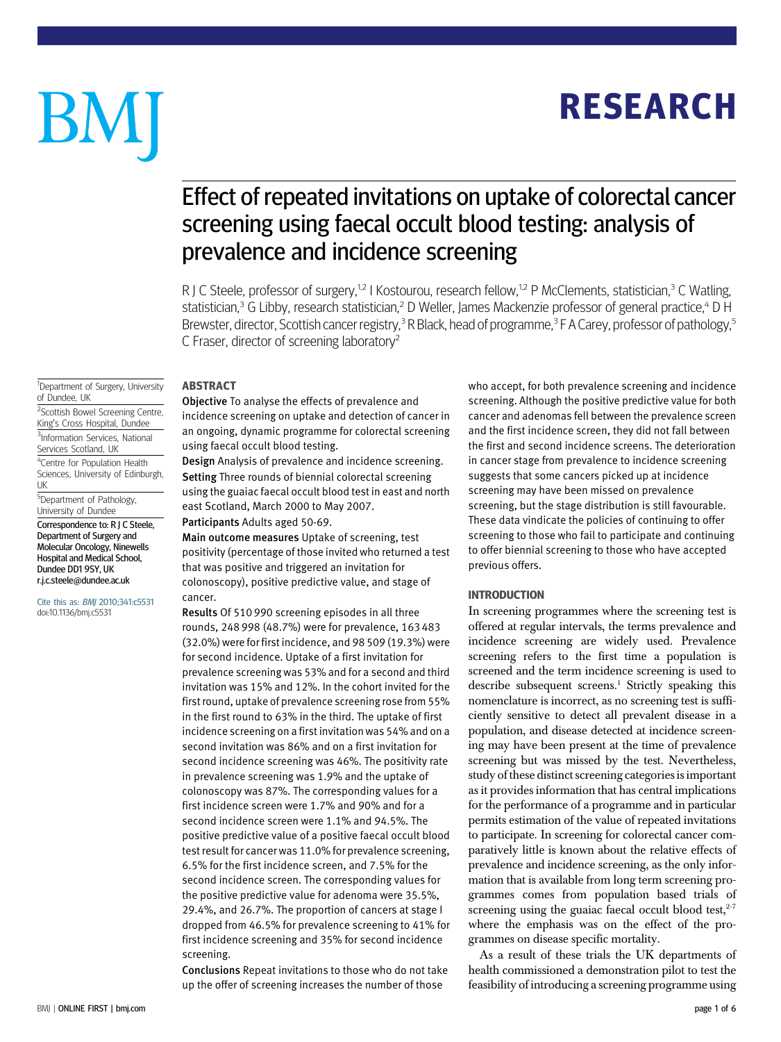# Effect of repeated invitations on uptake of colorectal cancer screening using faecal occult blood testing: analysis of prevalence and incidence screening

R J C Steele, professor of surgery,[1,2] I Kostourou, research fellow,[1,2] P McClements, statistician,[3] C Watling, statistician,[3] G Libby, research statistician,[2] D Weller, James Mackenzie professor of general practice,[4] D H Brewster, director, Scottish cancer registry,[3] R Black, head of programme,[3] F A Carey, professor of pathology,[5] C Fraser, director of screening laboratory[2]

[1]Department of Surgery, University of Dundee, UK

[2]Scottish Bowel Screening Centre, King's Cross Hospital, Dundee

[3]Information Services, National Services Scotland, UK

[4]Centre for Population Health Sciences, University of Edinburgh, UK

[5]Department of Pathology, University of Dundee

Correspondence to: R J C Steele, Department of Surgery and Molecular Oncology, Ninewells Hospital and Medical School, Dundee DD1 9SY, UK r.j.c.steele@dundee.ac.uk

Cite this as: *BMJ* 2010;341:c5531 doi:10.1136/bmj.c5531

## ABSTRACT

**Objective** To analyse the effects of prevalence and incidence screening on uptake and detection of cancer in an ongoing, dynamic programme for colorectal screening using faecal occult blood testing.

**Design** Analysis of prevalence and incidence screening.

**Setting** Three rounds of biennial colorectal screening using the guaiac faecal occult blood test in east and north east Scotland, March 2000 to May 2007.

**Participants** Adults aged 50-69.

**Main outcome measures** Uptake of screening, test positivity (percentage of those invited who returned a test that was positive and triggered an invitation for colonoscopy), positive predictive value, and stage of cancer.

**Results** Of 510 990 screening episodes in all three rounds, 248 998 (48.7%) were for prevalence, 163 483 (32.0%) were for first incidence, and 98 509 (19.3%) were for second incidence. Uptake of a first invitation for prevalence screening was 53% and for a second and third invitation was 15% and 12%. In the cohort invited for the first round, uptake of prevalence screening rose from 55% in the first round to 63% in the third. The uptake of first incidence screening on a first invitation was 54% and on a second invitation was 86% and on a first invitation for second incidence screening was 46%. The positivity rate in prevalence screening was 1.9% and the uptake of colonoscopy was 87%. The corresponding values for a first incidence screen were 1.7% and 90% and for a second incidence screen were 1.1% and 94.5%. The positive predictive value of a positive faecal occult blood test result for cancer was 11.0% for prevalence screening, 6.5% for the first incidence screen, and 7.5% for the second incidence screen. The corresponding values for the positive predictive value for adenoma were 35.5%, 29.4%, and 26.7%. The proportion of cancers at stage I dropped from 46.5% for prevalence screening to 41% for first incidence screening and 35% for second incidence screening.

**Conclusions** Repeat invitations to those who do not take up the offer of screening increases the number of those who accept, for both prevalence screening and incidence screening. Although the positive predictive value for both cancer and adenomas fell between the prevalence screen and the first incidence screen, they did not fall between the first and second incidence screens. The deterioration in cancer stage from prevalence to incidence screening suggests that some cancers picked up at incidence screening may have been missed on prevalence screening, but the stage distribution is still favourable. These data vindicate the policies of continuing to offer screening to those who fail to participate and continuing to offer biennial screening to those who have accepted previous offers.

## INTRODUCTION

In screening programmes where the screening test is offered at regular intervals, the terms prevalence and incidence screening are widely used. Prevalence screening refers to the first time a population is screened and the term incidence screening is used to describe subsequent screens.[1] Strictly speaking this nomenclature is incorrect, as no screening test is sufficiently sensitive to detect all prevalent disease in a population, and disease detected at incidence screening may have been present at the time of prevalence screening but was missed by the test. Nevertheless, study of these distinct screening categories is important as it provides information that has central implications for the performance of a programme and in particular permits estimation of the value of repeated invitations to participate. In screening for colorectal cancer comparatively little is known about the relative effects of prevalence and incidence screening, as the only information that is available from long term screening programmes comes from population based trials of screening using the guaiac faecal occult blood test,[2-7] where the emphasis was on the effect of the programmes on disease specific mortality.

As a result of these trials the UK departments of health commissioned a demonstration pilot to test the feasibility of introducing a screening programme using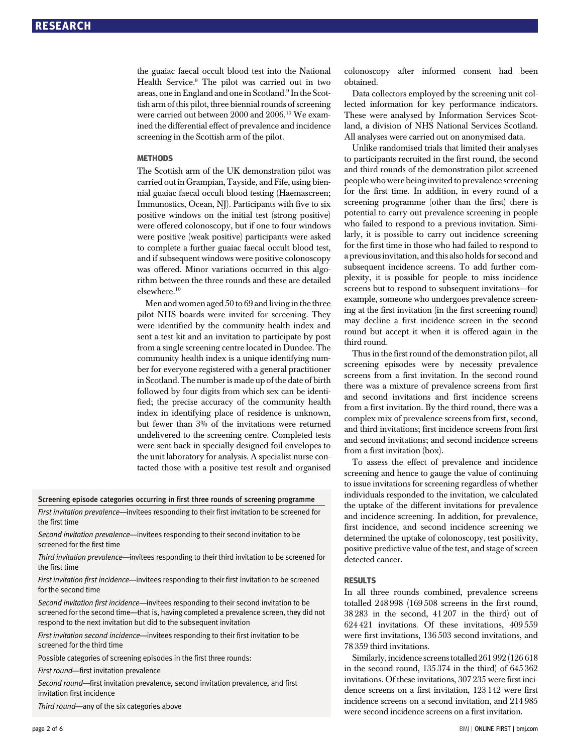the guaiac faecal occult blood test into the National Health Service.[8] The pilot was carried out in two areas, one in England and one in Scotland.[9] In the Scottish arm of this pilot, three biennial rounds of screening were carried out between 2000 and 2006.[10] We examined the differential effect of prevalence and incidence screening in the Scottish arm of the pilot.

## METHODS

The Scottish arm of the UK demonstration pilot was carried out in Grampian, Tayside, and Fife, using biennial guaiac faecal occult blood testing (Haemascreen; Immunostics, Ocean, NJ). Participants with five to six positive windows on the initial test (strong positive) were offered colonoscopy, but if one to four windows were positive (weak positive) participants were asked to complete a further guaiac faecal occult blood test, and if subsequent windows were positive colonoscopy was offered. Minor variations occurred in this algorithm between the three rounds and these are detailed elsewhere.[10]

Men and women aged 50 to 69 and living in the three pilot NHS boards were invited for screening. They were identified by the community health index and sent a test kit and an invitation to participate by post from a single screening centre located in Dundee. The community health index is a unique identifying number for everyone registered with a general practitioner in Scotland. The number is made up of the date of birth followed by four digits from which sex can be identified; the precise accuracy of the community health index in identifying place of residence is unknown, but fewer than 3% of the invitations were returned undelivered to the screening centre. Completed tests were sent back in specially designed foil envelopes to the unit laboratory for analysis. A specialist nurse contacted those with a positive test result and organised colonoscopy after informed consent had been obtained.

Data collectors employed by the screening unit collected information for key performance indicators. These were analysed by Information Services Scotland, a division of NHS National Services Scotland. All analyses were carried out on anonymised data.

Unlike randomised trials that limited their analyses to participants recruited in the first round, the second and third rounds of the demonstration pilot screened people who were being invited to prevalence screening for the first time. In addition, in every round of a screening programme (other than the first) there is potential to carry out prevalence screening in people who failed to respond to a previous invitation. Similarly, it is possible to carry out incidence screening for the first time in those who had failed to respond to a previous invitation, and this also holds for second and subsequent incidence screens. To add further complexity, it is possible for people to miss incidence screens but to respond to subsequent invitations—for example, someone who undergoes prevalence screening at the first invitation (in the first screening round) may decline a first incidence screen in the second round but accept it when it is offered again in the third round.

Thus in the first round of the demonstration pilot, all screening episodes were by necessity prevalence screens from a first invitation. In the second round there was a mixture of prevalence screens from first and second invitations and first incidence screens from a first invitation. By the third round, there was a complex mix of prevalence screens from first, second, and third invitations; first incidence screens from first and second invitations; and second incidence screens from a first invitation (box).

To assess the effect of prevalence and incidence screening and hence to gauge the value of continuing to issue invitations for screening regardless of whether individuals responded to the invitation, we calculated the uptake of the different invitations for prevalence and incidence screening. In addition, for prevalence, first incidence, and second incidence screening we determined the uptake of colonoscopy, test positivity, positive predictive value of the test, and stage of screen detected cancer.

**Screening episode categories occurring in first three rounds of screening programme**

*First invitation prevalence*—invitees responding to their first invitation to be screened for the first time

*Second invitation prevalence*—invitees responding to their second invitation to be screened for the first time

*Third invitation prevalence*—invitees responding to their third invitation to be screened for the first time

*First invitation first incidence*—invitees responding to their first invitation to be screened for the second time

*Second invitation first incidence*—invitees responding to their second invitation to be screened for the second time—that is, having completed a prevalence screen, they did not respond to the next invitation but did to the subsequent invitation

*First invitation second incidence*—invitees responding to their first invitation to be screened for the third time

Possible categories of screening episodes in the first three rounds:

*First round*—first invitation prevalence

*Second round*—first invitation prevalence, second invitation prevalence, and first invitation first incidence

*Third round*—any of the six categories above

## RESULTS

In all three rounds combined, prevalence screens totalled 248 998 (169 508 screens in the first round, 38 283 in the second, 41 207 in the third) out of 624 421 invitations. Of these invitations, 409 559 were first invitations, 136 503 second invitations, and 78 359 third invitations.

Similarly, incidence screens totalled 261 992 (126 618 in the second round, 135 374 in the third) of 645 362 invitations. Of these invitations, 307 235 were first incidence screens on a first invitation, 123 142 were first incidence screens on a second invitation, and 214 985 were second incidence screens on a first invitation.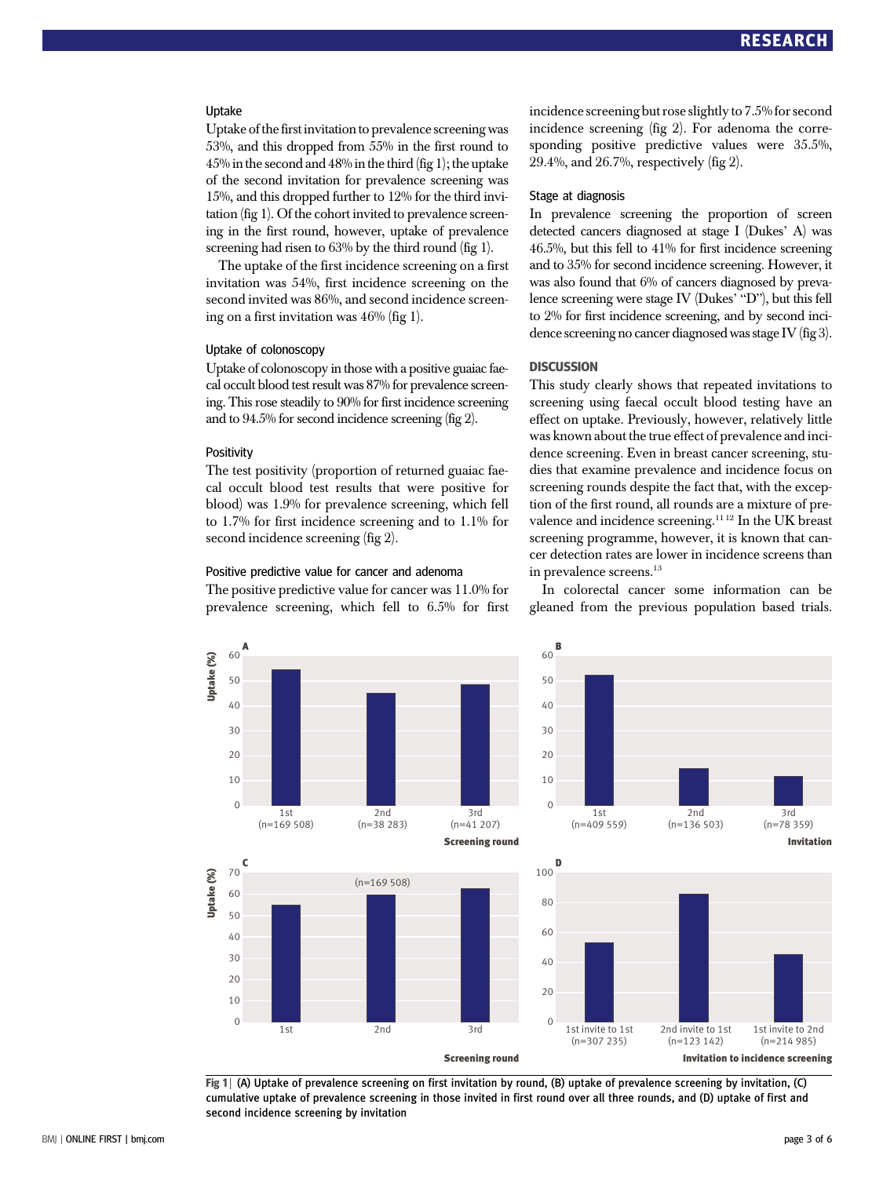### Uptake

Uptake of the first invitation to prevalence screening was 53%, and this dropped from 55% in the first round to 45% in the second and 48% in the third (fig 1); the uptake of the second invitation for prevalence screening was 15%, and this dropped further to 12% for the third invitation (fig 1). Of the cohort invited to prevalence screening in the first round, however, uptake of prevalence screening had risen to 63% by the third round (fig 1).

The uptake of the first incidence screening on a first invitation was 54%, first incidence screening on the second invited was 86%, and second incidence screening on a first invitation was 46% (fig 1).

### Uptake of colonoscopy

Uptake of colonoscopy in those with a positive guaiac faecal occult blood test result was 87% for prevalence screening. This rose steadily to 90% for first incidence screening and to 94.5% for second incidence screening (fig 2).

### Positivity

The test positivity (proportion of returned guaiac faecal occult blood test results that were positive for blood) was 1.9% for prevalence screening, which fell to 1.7% for first incidence screening and to 1.1% for second incidence screening (fig 2).

### Positive predictive value for cancer and adenoma

The positive predictive value for cancer was 11.0% for prevalence screening, which fell to 6.5% for first incidence screening but rose slightly to 7.5% for second incidence screening (fig 2). For adenoma the corresponding positive predictive values were 35.5%, 29.4%, and 26.7%, respectively (fig 2).

### Stage at diagnosis

In prevalence screening the proportion of screen detected cancers diagnosed at stage I (Dukes' A) was 46.5%, but this fell to 41% for first incidence screening and to 35% for second incidence screening. However, it was also found that 6% of cancers diagnosed by prevalence screening were stage IV (Dukes' "D"), but this fell to 2% for first incidence screening, and by second incidence screening no cancer diagnosed was stage IV (fig 3).

## DISCUSSION

This study clearly shows that repeated invitations to screening using faecal occult blood testing have an effect on uptake. Previously, however, relatively little was known about the true effect of prevalence and incidence screening. Even in breast cancer screening, studies that examine prevalence and incidence focus on screening rounds despite the fact that, with the exception of the first round, all rounds are a mixture of prevalence and incidence screening.[11,12] In the UK breast screening programme, however, it is known that cancer detection rates are lower in incidence screens than in prevalence screens.[13]

In colorectal cancer some information can be gleaned from the previous population based trials.

Fig 1 | (A) Uptake of prevalence screening on first invitation by round, (B) uptake of prevalence screening by invitation, (C) cumulative uptake of prevalence screening in those invited in first round over all three rounds, and (D) uptake of first and second incidence screening by invitation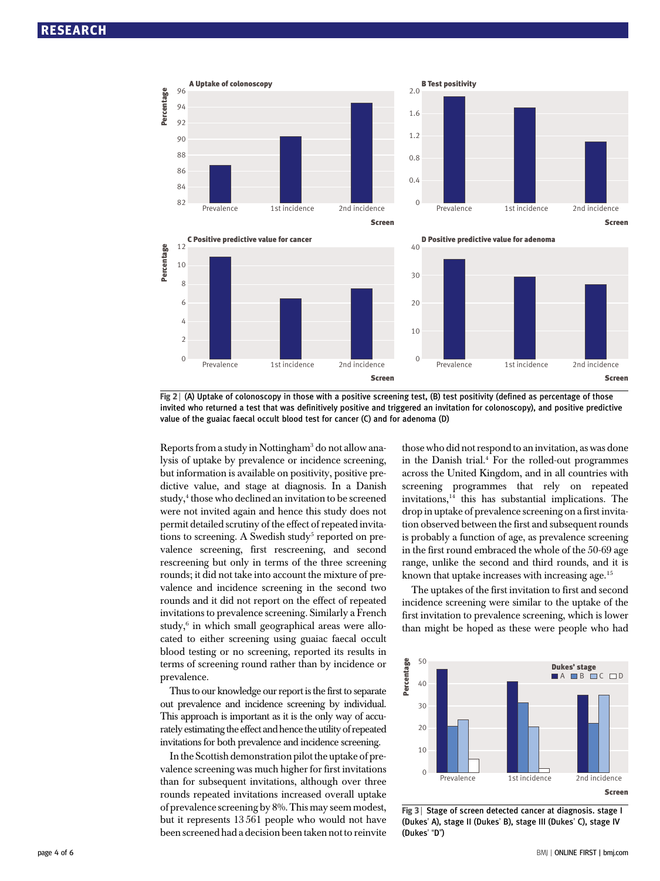Fig 2 | (A) Uptake of colonoscopy in those with a positive screening test, (B) test positivity (defined as percentage of those invited who returned a test that was definitively positive and triggered an invitation for colonoscopy), and positive predictive value of the guaiac faecal occult blood test for cancer (C) and for adenoma (D)

Reports from a study in Nottingham[3] do not allow analysis of uptake by prevalence or incidence screening, but information is available on positivity, positive predictive value, and stage at diagnosis. In a Danish study,[4] those who declined an invitation to be screened were not invited again and hence this study does not permit detailed scrutiny of the effect of repeated invitations to screening. A Swedish study[5] reported on prevalence screening, first rescreening, and second rescreening but only in terms of the three screening rounds; it did not take into account the mixture of prevalence and incidence screening in the second two rounds and it did not report on the effect of repeated invitations to prevalence screening. Similarly a French study,[6] in which small geographical areas were allocated to either screening using guaiac faecal occult blood testing or no screening, reported its results in terms of screening round rather than by incidence or prevalence.

Thus to our knowledge our report is the first to separate out prevalence and incidence screening by individual. This approach is important as it is the only way of accurately estimating the effect and hence the utility of repeated invitations for both prevalence and incidence screening.

In the Scottish demonstration pilot the uptake of prevalence screening was much higher for first invitations than for subsequent invitations, although over three rounds repeated invitations increased overall uptake of prevalence screening by 8%. This may seem modest, but it represents 13 561 people who would not have been screened had a decision been taken not to reinvite those who did not respond to an invitation, as was done in the Danish trial.[4] For the rolled-out programmes across the United Kingdom, and in all countries with screening programmes that rely on repeated invitations,[14] this has substantial implications. The drop in uptake of prevalence screening on a first invitation observed between the first and subsequent rounds is probably a function of age, as prevalence screening in the first round embraced the whole of the 50-69 age range, unlike the second and third rounds, and it is known that uptake increases with increasing age.[15]

The uptakes of the first invitation to first and second incidence screening were similar to the uptake of the first invitation to prevalence screening, which is lower than might be hoped as these were people who had

Fig 3 | Stage of screen detected cancer at diagnosis. stage I (Dukes' A), stage II (Dukes' B), stage III (Dukes' C), stage IV (Dukes' "D")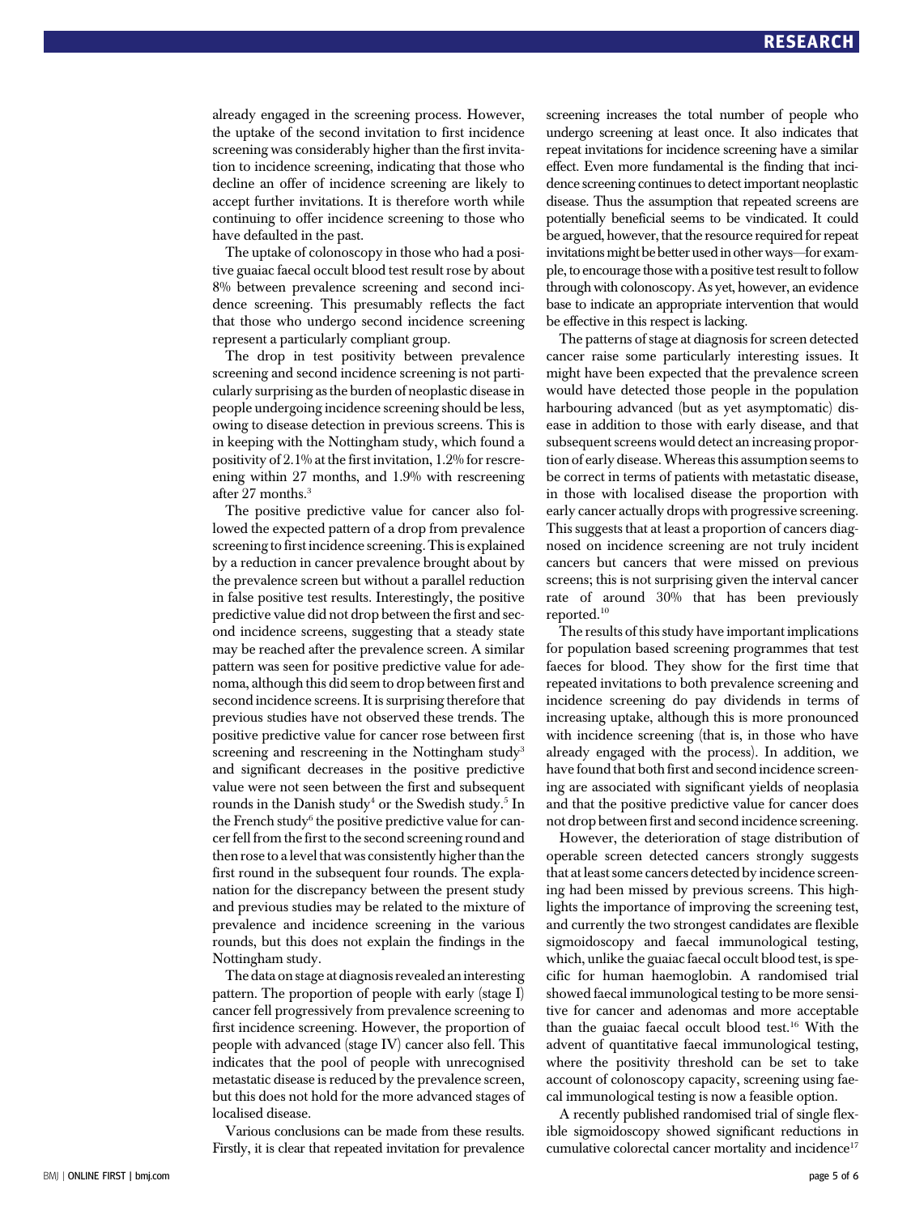already engaged in the screening process. However, the uptake of the second invitation to first incidence screening was considerably higher than the first invitation to incidence screening, indicating that those who decline an offer of incidence screening are likely to accept further invitations. It is therefore worth while continuing to offer incidence screening to those who have defaulted in the past.

The uptake of colonoscopy in those who had a positive guaiac faecal occult blood test result rose by about 8% between prevalence screening and second incidence screening. This presumably reflects the fact that those who undergo second incidence screening represent a particularly compliant group.

The drop in test positivity between prevalence screening and second incidence screening is not particularly surprising as the burden of neoplastic disease in people undergoing incidence screening should be less, owing to disease detection in previous screens. This is in keeping with the Nottingham study, which found a positivity of 2.1% at the first invitation, 1.2% for rescreening within 27 months, and 1.9% with rescreening after 27 months.[3]

The positive predictive value for cancer also followed the expected pattern of a drop from prevalence screening to first incidence screening. This is explained by a reduction in cancer prevalence brought about by the prevalence screen but without a parallel reduction in false positive test results. Interestingly, the positive predictive value did not drop between the first and second incidence screens, suggesting that a steady state may be reached after the prevalence screen. A similar pattern was seen for positive predictive value for adenoma, although this did seem to drop between first and second incidence screens. It is surprising therefore that previous studies have not observed these trends. The positive predictive value for cancer rose between first screening and rescreening in the Nottingham study[3] and significant decreases in the positive predictive value were not seen between the first and subsequent rounds in the Danish study[4] or the Swedish study.[5] In the French study[6] the positive predictive value for cancer fell from the first to the second screening round and then rose to a level that was consistently higher than the first round in the subsequent four rounds. The explanation for the discrepancy between the present study and previous studies may be related to the mixture of prevalence and incidence screening in the various rounds, but this does not explain the findings in the Nottingham study.

The data on stage at diagnosis revealed an interesting pattern. The proportion of people with early (stage I) cancer fell progressively from prevalence screening to first incidence screening. However, the proportion of people with advanced (stage IV) cancer also fell. This indicates that the pool of people with unrecognised metastatic disease is reduced by the prevalence screen, but this does not hold for the more advanced stages of localised disease.

Various conclusions can be made from these results. Firstly, it is clear that repeated invitation for prevalence screening increases the total number of people who undergo screening at least once. It also indicates that repeat invitations for incidence screening have a similar effect. Even more fundamental is the finding that incidence screening continues to detect important neoplastic disease. Thus the assumption that repeated screens are potentially beneficial seems to be vindicated. It could be argued, however, that the resource required for repeat invitations might be better used in other ways—for example, to encourage those with a positive test result to follow through with colonoscopy. As yet, however, an evidence base to indicate an appropriate intervention that would be effective in this respect is lacking.

The patterns of stage at diagnosis for screen detected cancer raise some particularly interesting issues. It might have been expected that the prevalence screen would have detected those people in the population harbouring advanced (but as yet asymptomatic) disease in addition to those with early disease, and that subsequent screens would detect an increasing proportion of early disease. Whereas this assumption seems to be correct in terms of patients with metastatic disease, in those with localised disease the proportion with early cancer actually drops with progressive screening. This suggests that at least a proportion of cancers diagnosed on incidence screening are not truly incident cancers but cancers that were missed on previous screens; this is not surprising given the interval cancer rate of around 30% that has been previously reported.[10]

The results of this study have important implications for population based screening programmes that test faeces for blood. They show for the first time that repeated invitations to both prevalence screening and incidence screening do pay dividends in terms of increasing uptake, although this is more pronounced with incidence screening (that is, in those who have already engaged with the process). In addition, we have found that both first and second incidence screening are associated with significant yields of neoplasia and that the positive predictive value for cancer does not drop between first and second incidence screening.

However, the deterioration of stage distribution of operable screen detected cancers strongly suggests that at least some cancers detected by incidence screening had been missed by previous screens. This highlights the importance of improving the screening test, and currently the two strongest candidates are flexible sigmoidoscopy and faecal immunological testing, which, unlike the guaiac faecal occult blood test, is specific for human haemoglobin. A randomised trial showed faecal immunological testing to be more sensitive for cancer and adenomas and more acceptable than the guaiac faecal occult blood test.[16] With the advent of quantitative faecal immunological testing, where the positivity threshold can be set to take account of colonoscopy capacity, screening using faecal immunological testing is now a feasible option.

A recently published randomised trial of single flexible sigmoidoscopy showed significant reductions in cumulative colorectal cancer mortality and incidence[17]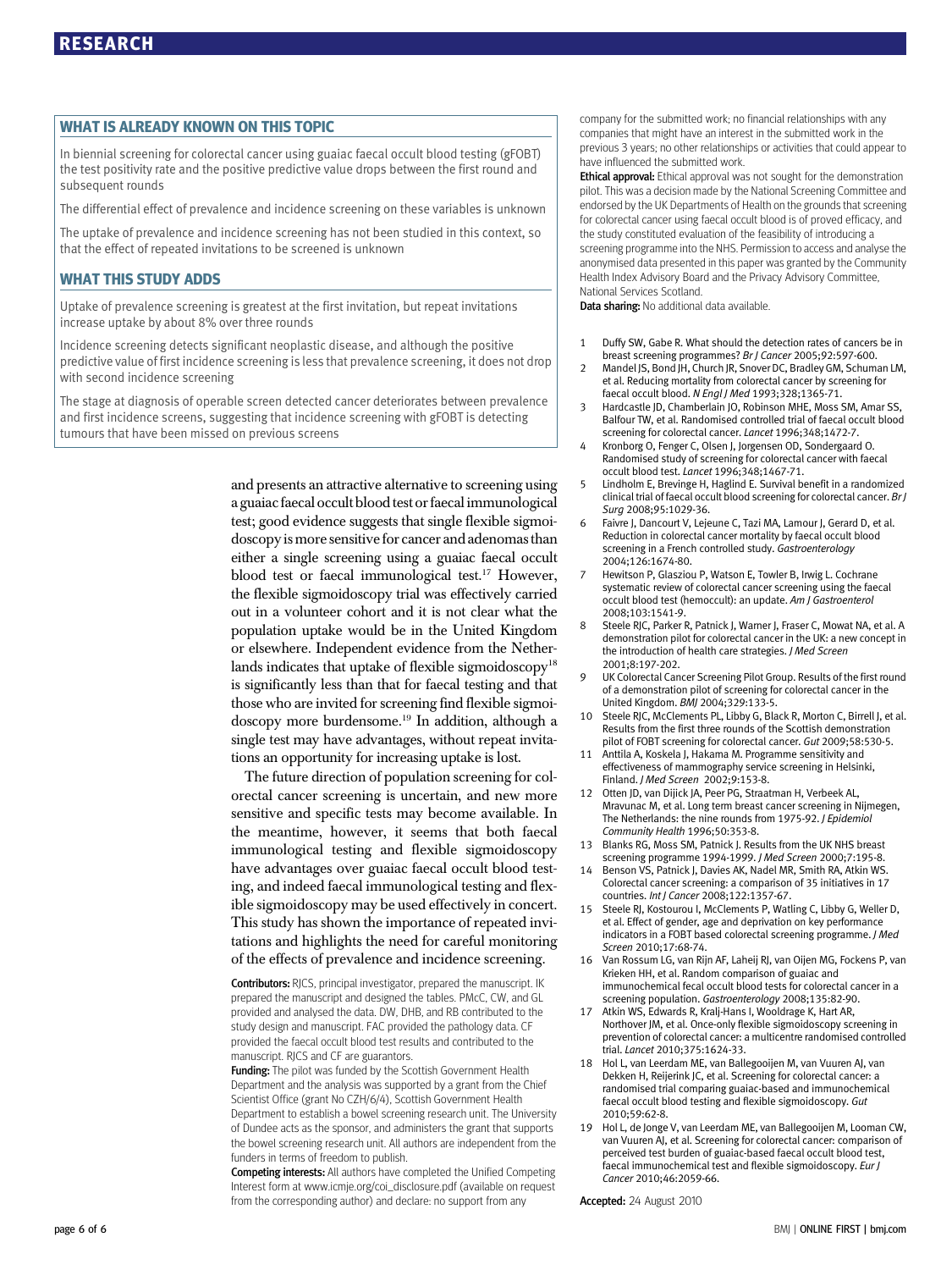## WHAT IS ALREADY KNOWN ON THIS TOPIC

In biennial screening for colorectal cancer using guaiac faecal occult blood testing (gFOBT) the test positivity rate and the positive predictive value drops between the first round and subsequent rounds

The differential effect of prevalence and incidence screening on these variables is unknown

The uptake of prevalence and incidence screening has not been studied in this context, so that the effect of repeated invitations to be screened is unknown

## WHAT THIS STUDY ADDS

Uptake of prevalence screening is greatest at the first invitation, but repeat invitations increase uptake by about 8% over three rounds

Incidence screening detects significant neoplastic disease, and although the positive predictive value of first incidence screening is less that prevalence screening, it does not drop with second incidence screening

The stage at diagnosis of operable screen detected cancer deteriorates between prevalence and first incidence screens, suggesting that incidence screening with gFOBT is detecting tumours that have been missed on previous screens

and presents an attractive alternative to screening using a guaiac faecal occult blood test or faecal immunological test; good evidence suggests that single flexible sigmoidoscopy is more sensitive for cancer and adenomas than either a single screening using a guaiac faecal occult blood test or faecal immunological test.[17] However, the flexible sigmoidoscopy trial was effectively carried out in a volunteer cohort and it is not clear what the population uptake would be in the United Kingdom or elsewhere. Independent evidence from the Netherlands indicates that uptake of flexible sigmoidoscopy[18] is significantly less than that for faecal testing and that those who are invited for screening find flexible sigmoidoscopy more burdensome.[19] In addition, although a single test may have advantages, without repeat invitations an opportunity for increasing uptake is lost.

The future direction of population screening for colorectal cancer screening is uncertain, and new more sensitive and specific tests may become available. In the meantime, however, it seems that both faecal immunological testing and flexible sigmoidoscopy have advantages over guaiac faecal occult blood testing, and indeed faecal immunological testing and flexible sigmoidoscopy may be used effectively in concert. This study has shown the importance of repeated invitations and highlights the need for careful monitoring of the effects of prevalence and incidence screening.

**Contributors:** RJCS, principal investigator, prepared the manuscript. IK prepared the manuscript and designed the tables. PMcC, CW, and GL provided and analysed the data. DW, DHB, and RB contributed to the study design and manuscript. FAC provided the pathology data. CF provided the faecal occult blood test results and contributed to the manuscript. RJCS and CF are guarantors.

**Funding:** The pilot was funded by the Scottish Government Health Department and the analysis was supported by a grant from the Chief Scientist Office (grant No CZH/6/4), Scottish Government Health Department to establish a bowel screening research unit. The University of Dundee acts as the sponsor, and administers the grant that supports the bowel screening research unit. All authors are independent from the funders in terms of freedom to publish.

**Competing interests:** All authors have completed the Unified Competing Interest form at www.icmje.org/coi_disclosure.pdf (available on request from the corresponding author) and declare: no support from any company for the submitted work; no financial relationships with any companies that might have an interest in the submitted work in the previous 3 years; no other relationships or activities that could appear to have influenced the submitted work.

**Ethical approval:** Ethical approval was not sought for the demonstration pilot. This was a decision made by the National Screening Committee and endorsed by the UK Departments of Health on the grounds that screening for colorectal cancer using faecal occult blood is of proved efficacy, and the study constituted evaluation of the feasibility of introducing a screening programme into the NHS. Permission to access and analyse the anonymised data presented in this paper was granted by the Community Health Index Advisory Board and the Privacy Advisory Committee, National Services Scotland.

**Data sharing:** No additional data available.

1. Duffy SW, Gabe R. What should the detection rates of cancers be in breast screening programmes? *Br J Cancer* 2005;92:597-600.
2. Mandel JS, Bond JH, Church JR, Snover DC, Bradley GM, Schuman LM, et al. Reducing mortality from colorectal cancer by screening for faecal occult blood. *N Engl J Med* 1993;328;1365-71.
3. Hardcastle JD, Chamberlain JO, Robinson MHE, Moss SM, Amar SS, Balfour TW, et al. Randomised controlled trial of faecal occult blood screening for colorectal cancer. *Lancet* 1996;348;1472-7.
4. Kronborg O, Fenger C, Olsen J, Jorgensen OD, Sondergaard O. Randomised study of screening for colorectal cancer with faecal occult blood test. *Lancet* 1996;348;1467-71.
5. Lindholm E, Brevinge H, Haglind E. Survival benefit in a randomized clinical trial of faecal occult blood screening for colorectal cancer. *Br J Surg* 2008;95:1029-36.
6. Faivre J, Dancourt V, Lejeune C, Tazi MA, Lamour J, Gerard D, et al. Reduction in colorectal cancer mortality by faecal occult blood screening in a French controlled study. *Gastroenterology* 2004;126:1674-80.
7. Hewitson P, Glasziou P, Watson E, Towler B, Irwig L. Cochrane systematic review of colorectal cancer screening using the faecal occult blood test (hemoccult): an update. *Am J Gastroenterol* 2008;103:1541-9.
8. Steele RJC, Parker R, Patnick J, Warner J, Fraser C, Mowat NA, et al. A demonstration pilot for colorectal cancer in the UK: a new concept in the introduction of health care strategies. *J Med Screen* 2001;8:197-202.
9. UK Colorectal Cancer Screening Pilot Group. Results of the first round of a demonstration pilot of screening for colorectal cancer in the United Kingdom. *BMJ* 2004;329:133-5.
10. Steele RJC, McClements PL, Libby G, Black R, Morton C, Birrell J, et al. Results from the first three rounds of the Scottish demonstration pilot of FOBT screening for colorectal cancer. *Gut* 2009;58:530-5.
11. Anttila A, Koskela J, Hakama M. Programme sensitivity and effectiveness of mammography service screening in Helsinki, Finland. *J Med Screen* 2002;9:153-8.
12. Otten JD, van Dijick JA, Peer PG, Straatman H, Verbeek AL, Mravunac M, et al. Long term breast cancer screening in Nijmegen, The Netherlands: the nine rounds from 1975-92. *J Epidemiol Community Health* 1996;50:353-8.
13. Blanks RG, Moss SM, Patnick J. Results from the UK NHS breast screening programme 1994-1999. *J Med Screen* 2000;7:195-8.
14. Benson VS, Patnick J, Davies AK, Nadel MR, Smith RA, Atkin WS. Colorectal cancer screening: a comparison of 35 initiatives in 17 countries. *Int J Cancer* 2008;122:1357-67.
15. Steele RJ, Kostourou I, McClements P, Watling C, Libby G, Weller D, et al. Effect of gender, age and deprivation on key performance indicators in a FOBT based colorectal screening programme. *J Med Screen* 2010;17:68-74.
16. Van Rossum LG, van Rijn AF, Laheij RJ, van Oijen MG, Fockens P, van Krieken HH, et al. Random comparison of guaiac and immunochemical fecal occult blood tests for colorectal cancer in a screening population. *Gastroenterology* 2008;135:82-90.
17. Atkin WS, Edwards R, Kralj-Hans I, Wooldrage K, Hart AR, Northover JM, et al. Once-only flexible sigmoidoscopy screening in prevention of colorectal cancer: a multicentre randomised controlled trial. *Lancet* 2010;375:1624-33.
18. Hol L, van Leerdam ME, van Ballegooijen M, van Vuuren AJ, van Dekken H, Reijerink JC, et al. Screening for colorectal cancer: a randomised trial comparing guaiac-based and immunochemical faecal occult blood testing and flexible sigmoidoscopy. *Gut* 2010;59:62-8.
19. Hol L, de Jonge V, van Leerdam ME, van Ballegooijen M, Looman CW, van Vuuren AJ, et al. Screening for colorectal cancer: comparison of perceived test burden of guaiac-based faecal occult blood test, faecal immunochemical test and flexible sigmoidoscopy. *Eur J Cancer* 2010;46:2059-66.

**Accepted:** 24 August 2010